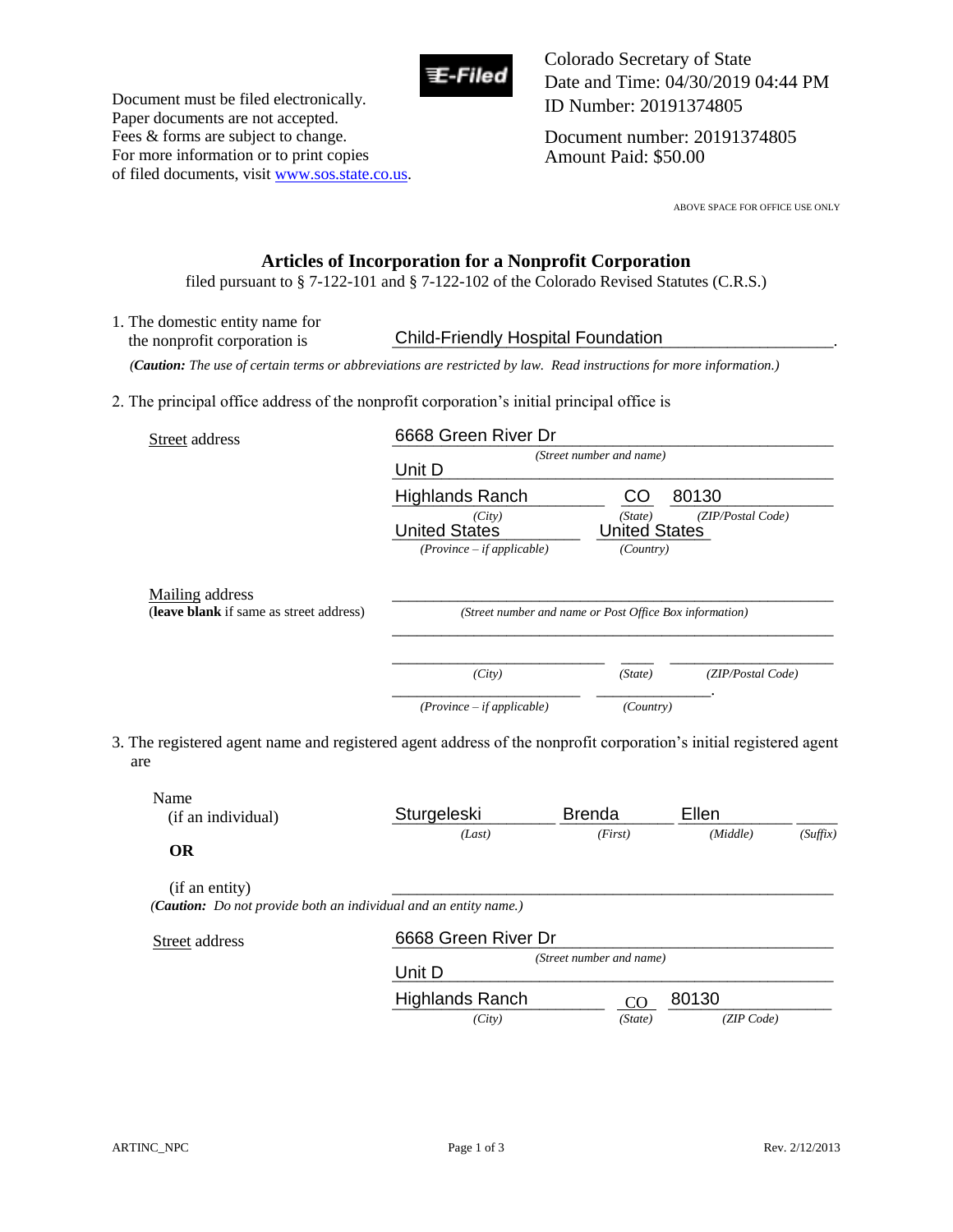Document must be filed electronically.
Paper documents are not accepted.
Fees & forms are subject to change.
For more information or to print copies of filed documents, visit www.sos.state.co.us.

E-Filed

Colorado Secretary of State
Date and Time: 04/30/2019 04:44 PM
ID Number: 20191374805

Document number: 20191374805
Amount Paid: $50.00

ABOVE SPACE FOR OFFICE USE ONLY

## Articles of Incorporation for a Nonprofit Corporation

filed pursuant to § 7-122-101 and § 7-122-102 of the Colorado Revised Statutes (C.R.S.)

1. The domestic entity name for the nonprofit corporation is Child-Friendly Hospital Foundation.

*(**Caution:** The use of certain terms or abbreviations are restricted by law. Read instructions for more information.)*

2. The principal office address of the nonprofit corporation's initial principal office is

Street address

6668 Green River Dr *(Street number and name)*
Unit D
Highlands Ranch *(City)* CO *(State)* 80130 *(ZIP/Postal Code)*
United States *(Province – if applicable)* United States *(Country)*

Mailing address
(**leave blank** if same as street address)

\_\_\_\_\_\_\_\_\_\_ *(Street number and name or Post Office Box information)*
\_\_\_\_\_\_\_\_\_\_
\_\_\_\_\_\_\_\_\_\_ *(City)* \_\_\_\_ *(State)* \_\_\_\_\_\_\_\_\_\_ *(ZIP/Postal Code)*
\_\_\_\_\_\_\_\_\_\_ *(Province – if applicable)* \_\_\_\_\_\_\_\_\_\_ *(Country)*.

3. The registered agent name and registered agent address of the nonprofit corporation's initial registered agent are

Name
(if an individual)

Sturgeleski *(Last)* Brenda *(First)* Ellen *(Middle)* \_\_\_\_ *(Suffix)*

**OR**

(if an entity) \_\_\_\_\_\_\_\_\_\_

*(**Caution:** Do not provide both an individual and an entity name.)*

Street address

6668 Green River Dr *(Street number and name)*
Unit D
Highlands Ranch *(City)* CO *(State)* 80130 *(ZIP Code)*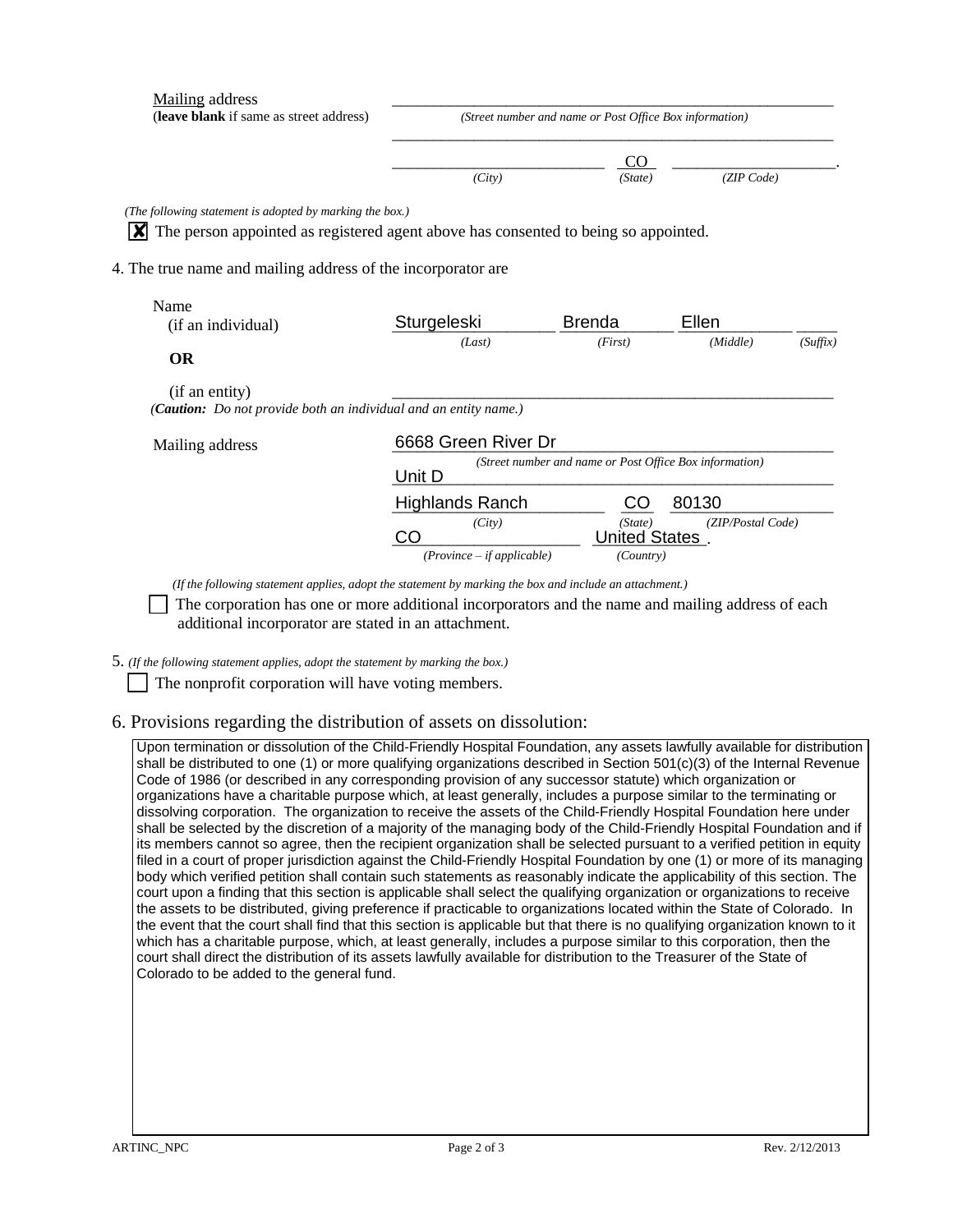Mailing address
(**leave blank** if same as street address)

_______________________________________________
*(Street number and name or Post Office Box information)*
_______________________________________________

__________________________ CO ____________________.
*(City)* *(State)* *(ZIP Code)*

*(The following statement is adopted by marking the box.)*

☒ The person appointed as registered agent above has consented to being so appointed.

4. The true name and mailing address of the incorporator are

| | | | | |
|---|---|---|---|---|
| Name (if an individual) | Sturgeleski | Brenda | Ellen | |
| | *(Last)* | *(First)* | *(Middle)* | *(Suffix)* |

**OR**

(if an entity) _______________________________________________

*(**Caution:** Do not provide both an individual and an entity name.)*

Mailing address

6668 Green River Dr
*(Street number and name or Post Office Box information)*
Unit D

Highlands Ranch CO 80130
*(City)* *(State)* *(ZIP/Postal Code)*
CO United States .
*(Province – if applicable)* *(Country)*

*(If the following statement applies, adopt the statement by marking the box and include an attachment.)*

☐ The corporation has one or more additional incorporators and the name and mailing address of each additional incorporator are stated in an attachment.

5. *(If the following statement applies, adopt the statement by marking the box.)*

☐ The nonprofit corporation will have voting members.

6. Provisions regarding the distribution of assets on dissolution:

Upon termination or dissolution of the Child-Friendly Hospital Foundation, any assets lawfully available for distribution shall be distributed to one (1) or more qualifying organizations described in Section 501(c)(3) of the Internal Revenue Code of 1986 (or described in any corresponding provision of any successor statute) which organization or organizations have a charitable purpose which, at least generally, includes a purpose similar to the terminating or dissolving corporation. The organization to receive the assets of the Child-Friendly Hospital Foundation here under shall be selected by the discretion of a majority of the managing body of the Child-Friendly Hospital Foundation and if its members cannot so agree, then the recipient organization shall be selected pursuant to a verified petition in equity filed in a court of proper jurisdiction against the Child-Friendly Hospital Foundation by one (1) or more of its managing body which verified petition shall contain such statements as reasonably indicate the applicability of this section. The court upon a finding that this section is applicable shall select the qualifying organization or organizations to receive the assets to be distributed, giving preference if practicable to organizations located within the State of Colorado. In the event that the court shall find that this section is applicable but that there is no qualifying organization known to it which has a charitable purpose, which, at least generally, includes a purpose similar to this corporation, then the court shall direct the distribution of its assets lawfully available for distribution to the Treasurer of the State of Colorado to be added to the general fund.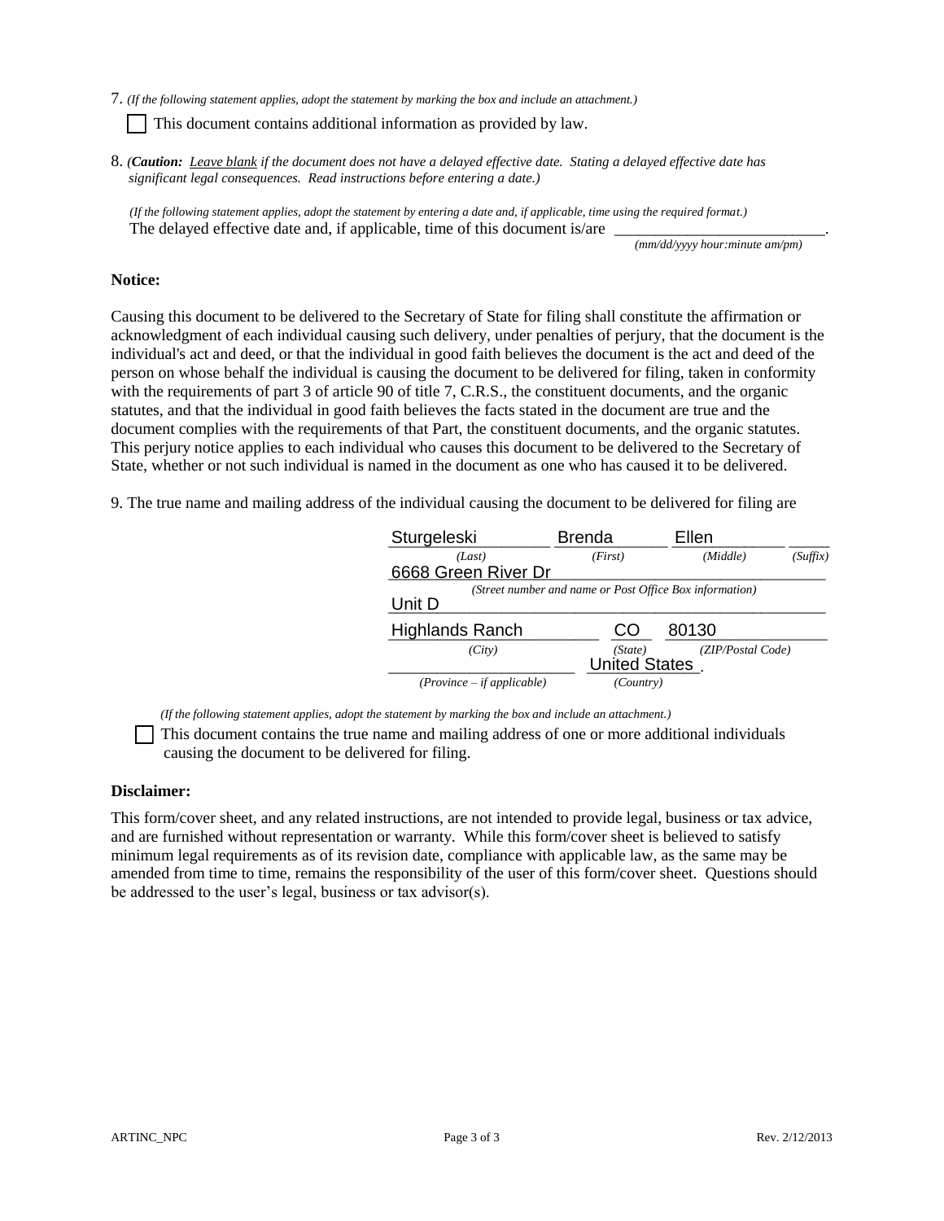7. *(If the following statement applies, adopt the statement by marking the box and include an attachment.)*

☐ This document contains additional information as provided by law.

8. *(**Caution:** Leave blank if the document does not have a delayed effective date. Stating a delayed effective date has significant legal consequences. Read instructions before entering a date.)*

*(If the following statement applies, adopt the statement by entering a date and, if applicable, time using the required format.)*

The delayed effective date and, if applicable, time of this document is/are ___________________________.
*(mm/dd/yyyy hour:minute am/pm)*

**Notice:**

Causing this document to be delivered to the Secretary of State for filing shall constitute the affirmation or acknowledgment of each individual causing such delivery, under penalties of perjury, that the document is the individual's act and deed, or that the individual in good faith believes the document is the act and deed of the person on whose behalf the individual is causing the document to be delivered for filing, taken in conformity with the requirements of part 3 of article 90 of title 7, C.R.S., the constituent documents, and the organic statutes, and that the individual in good faith believes the facts stated in the document are true and the document complies with the requirements of that Part, the constituent documents, and the organic statutes. This perjury notice applies to each individual who causes this document to be delivered to the Secretary of State, whether or not such individual is named in the document as one who has caused it to be delivered.

9. The true name and mailing address of the individual causing the document to be delivered for filing are

| | | | |
|---|---|---|---|
| Sturgeleski | Brenda | Ellen | |
| *(Last)* | *(First)* | *(Middle)* | *(Suffix)* |

6668 Green River Dr
*(Street number and name or Post Office Box information)*

Unit D

| | | |
|---|---|---|
| Highlands Ranch | CO | 80130 |
| *(City)* | *(State)* | *(ZIP/Postal Code)* |
| | United States | |
| *(Province – if applicable)* | *(Country)* | |

*(If the following statement applies, adopt the statement by marking the box and include an attachment.)*

☐ This document contains the true name and mailing address of one or more additional individuals causing the document to be delivered for filing.

**Disclaimer:**

This form/cover sheet, and any related instructions, are not intended to provide legal, business or tax advice, and are furnished without representation or warranty. While this form/cover sheet is believed to satisfy minimum legal requirements as of its revision date, compliance with applicable law, as the same may be amended from time to time, remains the responsibility of the user of this form/cover sheet. Questions should be addressed to the user's legal, business or tax advisor(s).